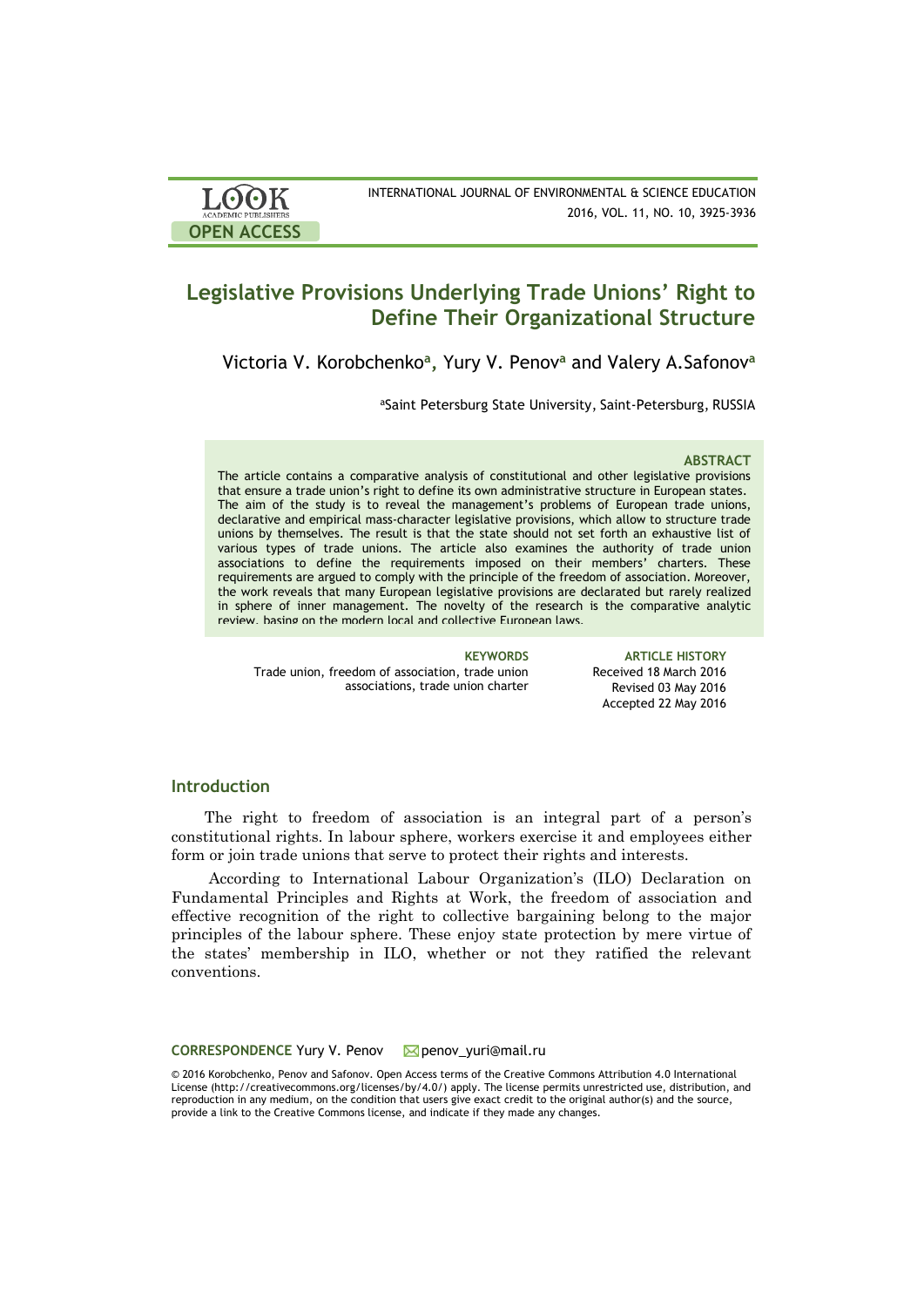# Legislative Provisions Underlying Trade Unions' Right to Define Their Organizational Structure

Victoria V. Korobchenko[a], Yury V. Penov[a] and Valery A.Safonov[a]

[a]Saint Petersburg State University, Saint-Petersburg, RUSSIA

### ABSTRACT

The article contains a comparative analysis of constitutional and other legislative provisions that ensure a trade union's right to define its own administrative structure in European states. The aim of the study is to reveal the management's problems of European trade unions, declarative and empirical mass-character legislative provisions, which allow to structure trade unions by themselves. The result is that the state should not set forth an exhaustive list of various types of trade unions. The article also examines the authority of trade union associations to define the requirements imposed on their members' charters. These requirements are argued to comply with the principle of the freedom of association. Moreover, the work reveals that many European legislative provisions are declared but rarely realized in sphere of inner management. The novelty of the research is the comparative analytic review, basing on the modern local and collective European laws.

**KEYWORDS**
Trade union, freedom of association, trade union associations, trade union charter

**ARTICLE HISTORY**
Received 18 March 2016
Revised 03 May 2016
Accepted 22 May 2016

## Introduction

The right to freedom of association is an integral part of a person's constitutional rights. In labour sphere, workers exercise it and employees either form or join trade unions that serve to protect their rights and interests.

According to International Labour Organization's (ILO) Declaration on Fundamental Principles and Rights at Work, the freedom of association and effective recognition of the right to collective bargaining belong to the major principles of the labour sphere. These enjoy state protection by mere virtue of the states' membership in ILO, whether or not they ratified the relevant conventions.

**CORRESPONDENCE** Yury V. Penov penov_yuri@mail.ru

© 2016 Korobchenko, Penov and Safonov. Open Access terms of the Creative Commons Attribution 4.0 International License (http://creativecommons.org/licenses/by/4.0/) apply. The license permits unrestricted use, distribution, and reproduction in any medium, on the condition that users give exact credit to the original author(s) and the source, provide a link to the Creative Commons license, and indicate if they made any changes.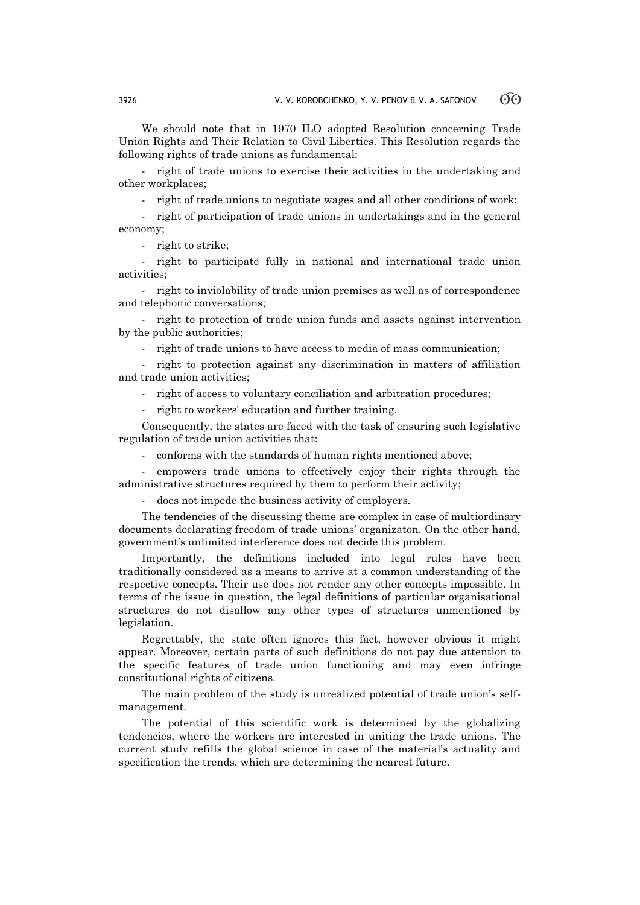We should note that in 1970 ILO adopted Resolution concerning Trade Union Rights and Their Relation to Civil Liberties. This Resolution regards the following rights of trade unions as fundamental:

- right of trade unions to exercise their activities in the undertaking and other workplaces;
- right of trade unions to negotiate wages and all other conditions of work;
- right of participation of trade unions in undertakings and in the general economy;
- right to strike;
- right to participate fully in national and international trade union activities;
- right to inviolability of trade union premises as well as of correspondence and telephonic conversations;
- right to protection of trade union funds and assets against intervention by the public authorities;
- right of trade unions to have access to media of mass communication;
- right to protection against any discrimination in matters of affiliation and trade union activities;
- right of access to voluntary conciliation and arbitration procedures;
- right to workers' education and further training.

Consequently, the states are faced with the task of ensuring such legislative regulation of trade union activities that:

- conforms with the standards of human rights mentioned above;
- empowers trade unions to effectively enjoy their rights through the administrative structures required by them to perform their activity;
- does not impede the business activity of employers.

The tendencies of the discussing theme are complex in case of multiordinary documents declarating freedom of trade unions' organizaton. On the other hand, government's unlimited interference does not decide this problem.

Importantly, the definitions included into legal rules have been traditionally considered as a means to arrive at a common understanding of the respective concepts. Their use does not render any other concepts impossible. In terms of the issue in question, the legal definitions of particular organisational structures do not disallow any other types of structures unmentioned by legislation.

Regrettably, the state often ignores this fact, however obvious it might appear. Moreover, certain parts of such definitions do not pay due attention to the specific features of trade union functioning and may even infringe constitutional rights of citizens.

The main problem of the study is unrealized potential of trade union's self-management.

The potential of this scientific work is determined by the globalizing tendencies, where the workers are interested in uniting the trade unions. The current study refills the global science in case of the material's actuality and specification the trends, which are determining the nearest future.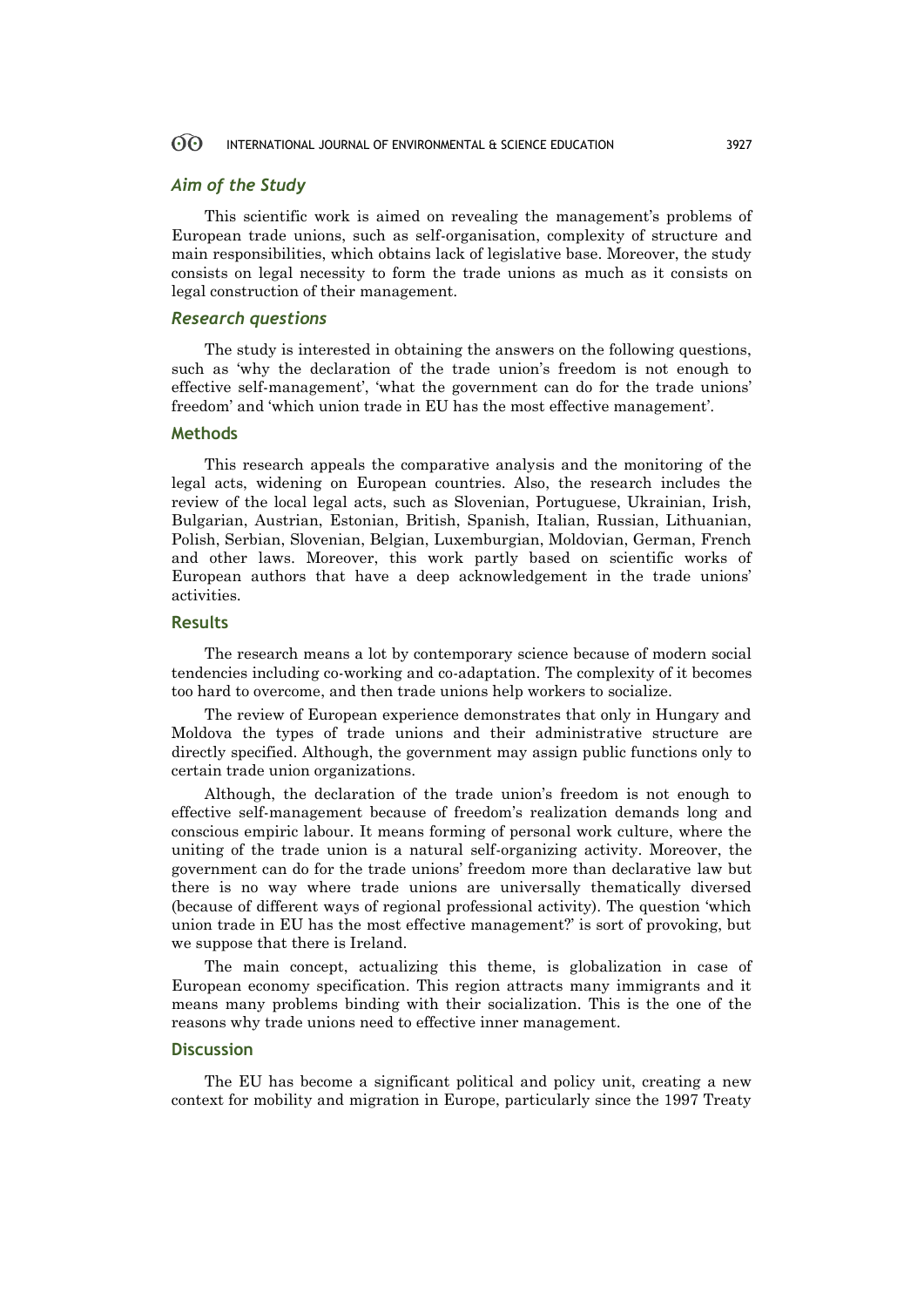### *Aim of the Study*

This scientific work is aimed on revealing the management's problems of European trade unions, such as self-organisation, complexity of structure and main responsibilities, which obtains lack of legislative base. Moreover, the study consists on legal necessity to form the trade unions as much as it consists on legal construction of their management.

### *Research questions*

The study is interested in obtaining the answers on the following questions, such as 'why the declaration of the trade union's freedom is not enough to effective self-management', 'what the government can do for the trade unions' freedom' and 'which union trade in EU has the most effective management'.

## Methods

This research appeals the comparative analysis and the monitoring of the legal acts, widening on European countries. Also, the research includes the review of the local legal acts, such as Slovenian, Portuguese, Ukrainian, Irish, Bulgarian, Austrian, Estonian, British, Spanish, Italian, Russian, Lithuanian, Polish, Serbian, Slovenian, Belgian, Luxemburgian, Moldovian, German, French and other laws. Moreover, this work partly based on scientific works of European authors that have a deep acknowledgement in the trade unions' activities.

## Results

The research means a lot by contemporary science because of modern social tendencies including co-working and co-adaptation. The complexity of it becomes too hard to overcome, and then trade unions help workers to socialize.

The review of European experience demonstrates that only in Hungary and Moldova the types of trade unions and their administrative structure are directly specified. Although, the government may assign public functions only to certain trade union organizations.

Although, the declaration of the trade union's freedom is not enough to effective self-management because of freedom's realization demands long and conscious empiric labour. It means forming of personal work culture, where the uniting of the trade union is a natural self-organizing activity. Moreover, the government can do for the trade unions' freedom more than declarative law but there is no way where trade unions are universally thematically diversed (because of different ways of regional professional activity). The question 'which union trade in EU has the most effective management?' is sort of provoking, but we suppose that there is Ireland.

The main concept, actualizing this theme, is globalization in case of European economy specification. This region attracts many immigrants and it means many problems binding with their socialization. This is the one of the reasons why trade unions need to effective inner management.

## Discussion

The EU has become a significant political and policy unit, creating a new context for mobility and migration in Europe, particularly since the 1997 Treaty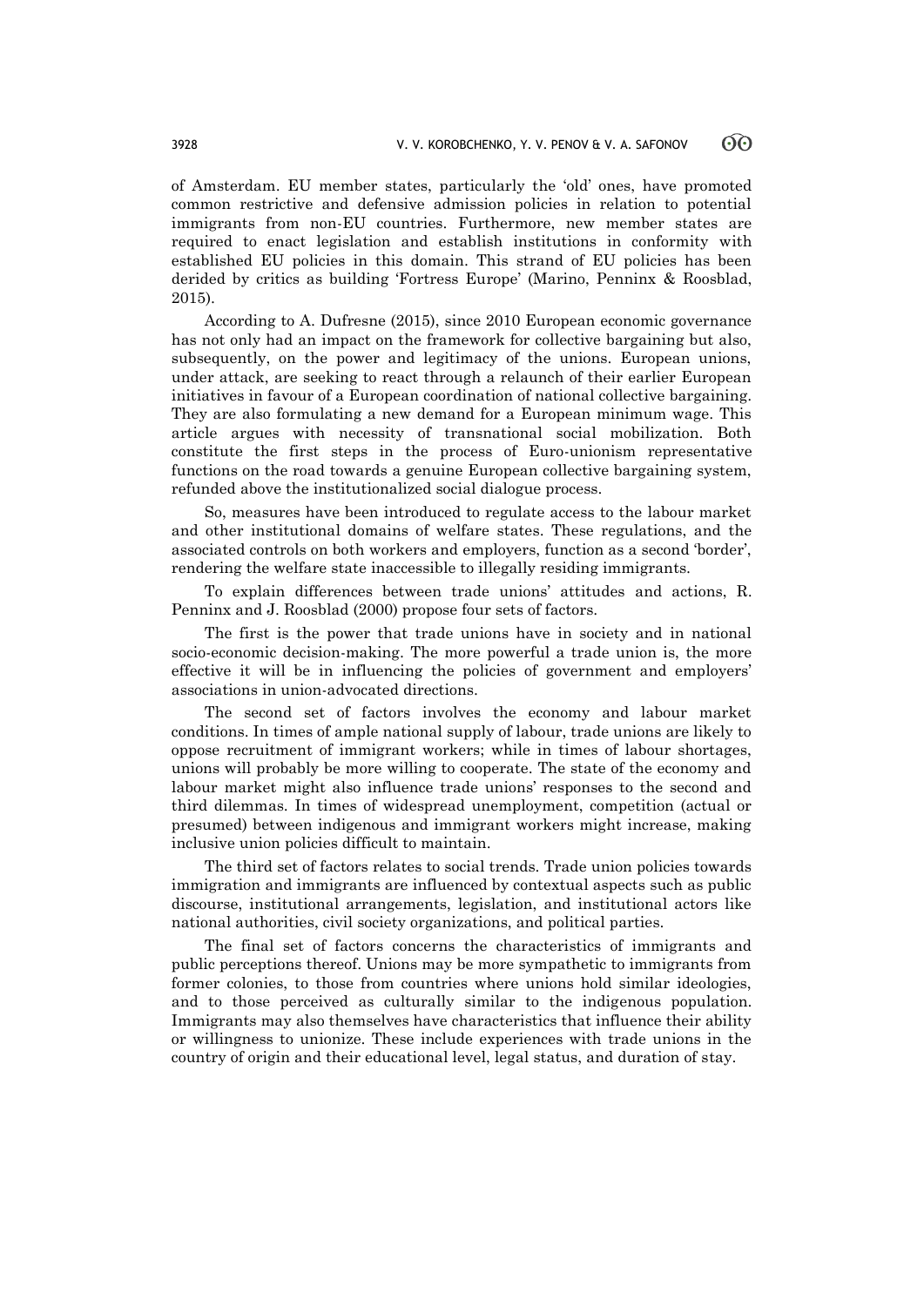of Amsterdam. EU member states, particularly the 'old' ones, have promoted common restrictive and defensive admission policies in relation to potential immigrants from non-EU countries. Furthermore, new member states are required to enact legislation and establish institutions in conformity with established EU policies in this domain. This strand of EU policies has been derided by critics as building 'Fortress Europe' (Marino, Penninx & Roosblad, 2015).

According to A. Dufresne (2015), since 2010 European economic governance has not only had an impact on the framework for collective bargaining but also, subsequently, on the power and legitimacy of the unions. European unions, under attack, are seeking to react through a relaunch of their earlier European initiatives in favour of a European coordination of national collective bargaining. They are also formulating a new demand for a European minimum wage. This article argues with necessity of transnational social mobilization. Both constitute the first steps in the process of Euro-unionism representative functions on the road towards a genuine European collective bargaining system, refunded above the institutionalized social dialogue process.

So, measures have been introduced to regulate access to the labour market and other institutional domains of welfare states. These regulations, and the associated controls on both workers and employers, function as a second 'border', rendering the welfare state inaccessible to illegally residing immigrants.

To explain differences between trade unions' attitudes and actions, R. Penninx and J. Roosblad (2000) propose four sets of factors.

The first is the power that trade unions have in society and in national socio-economic decision-making. The more powerful a trade union is, the more effective it will be in influencing the policies of government and employers' associations in union-advocated directions.

The second set of factors involves the economy and labour market conditions. In times of ample national supply of labour, trade unions are likely to oppose recruitment of immigrant workers; while in times of labour shortages, unions will probably be more willing to cooperate. The state of the economy and labour market might also influence trade unions' responses to the second and third dilemmas. In times of widespread unemployment, competition (actual or presumed) between indigenous and immigrant workers might increase, making inclusive union policies difficult to maintain.

The third set of factors relates to social trends. Trade union policies towards immigration and immigrants are influenced by contextual aspects such as public discourse, institutional arrangements, legislation, and institutional actors like national authorities, civil society organizations, and political parties.

The final set of factors concerns the characteristics of immigrants and public perceptions thereof. Unions may be more sympathetic to immigrants from former colonies, to those from countries where unions hold similar ideologies, and to those perceived as culturally similar to the indigenous population. Immigrants may also themselves have characteristics that influence their ability or willingness to unionize. These include experiences with trade unions in the country of origin and their educational level, legal status, and duration of stay.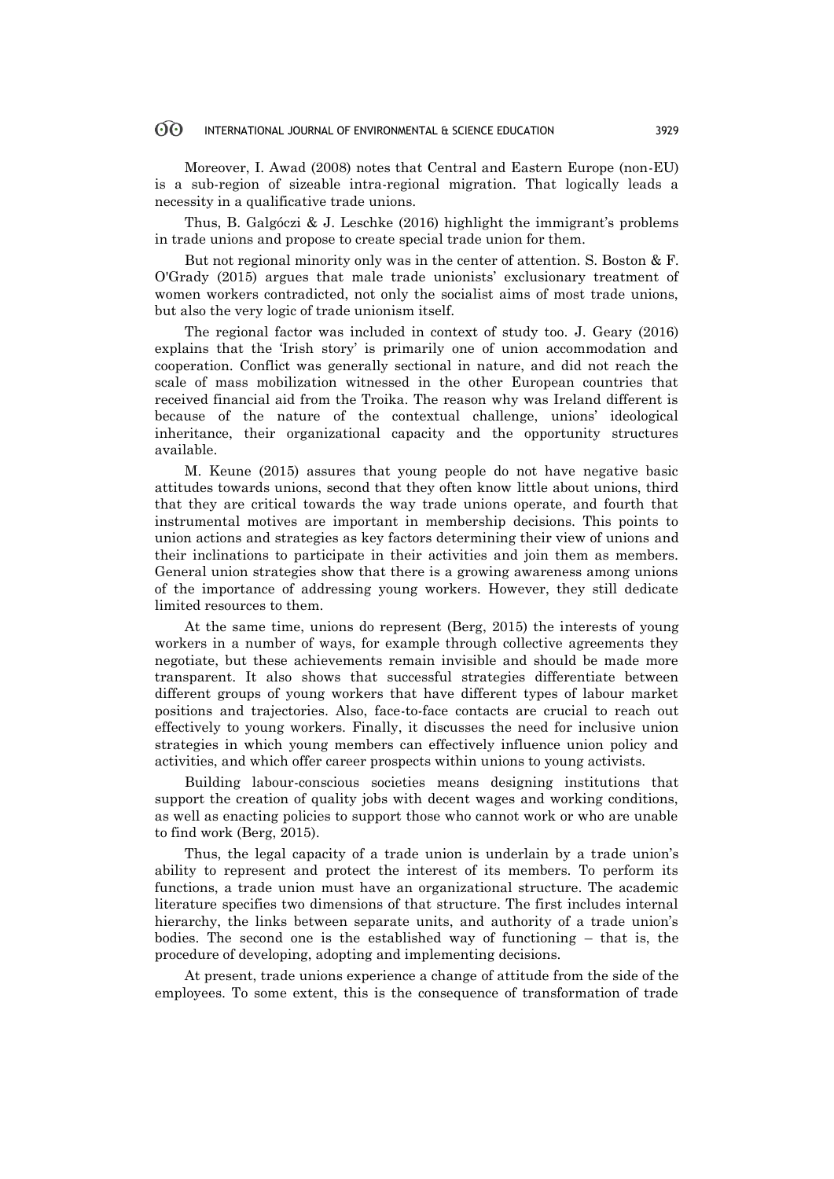Moreover, I. Awad (2008) notes that Central and Eastern Europe (non-EU) is a sub-region of sizeable intra-regional migration. That logically leads a necessity in a qualificative trade unions.

Thus, B. Galgóczi & J. Leschke (2016) highlight the immigrant's problems in trade unions and propose to create special trade union for them.

But not regional minority only was in the center of attention. S. Boston & F. O'Grady (2015) argues that male trade unionists' exclusionary treatment of women workers contradicted, not only the socialist aims of most trade unions, but also the very logic of trade unionism itself.

The regional factor was included in context of study too. J. Geary (2016) explains that the 'Irish story' is primarily one of union accommodation and cooperation. Conflict was generally sectional in nature, and did not reach the scale of mass mobilization witnessed in the other European countries that received financial aid from the Troika. The reason why was Ireland different is because of the nature of the contextual challenge, unions' ideological inheritance, their organizational capacity and the opportunity structures available.

M. Keune (2015) assures that young people do not have negative basic attitudes towards unions, second that they often know little about unions, third that they are critical towards the way trade unions operate, and fourth that instrumental motives are important in membership decisions. This points to union actions and strategies as key factors determining their view of unions and their inclinations to participate in their activities and join them as members. General union strategies show that there is a growing awareness among unions of the importance of addressing young workers. However, they still dedicate limited resources to them.

At the same time, unions do represent (Berg, 2015) the interests of young workers in a number of ways, for example through collective agreements they negotiate, but these achievements remain invisible and should be made more transparent. It also shows that successful strategies differentiate between different groups of young workers that have different types of labour market positions and trajectories. Also, face-to-face contacts are crucial to reach out effectively to young workers. Finally, it discusses the need for inclusive union strategies in which young members can effectively influence union policy and activities, and which offer career prospects within unions to young activists.

Building labour-conscious societies means designing institutions that support the creation of quality jobs with decent wages and working conditions, as well as enacting policies to support those who cannot work or who are unable to find work (Berg, 2015).

Thus, the legal capacity of a trade union is underlain by a trade union's ability to represent and protect the interest of its members. To perform its functions, a trade union must have an organizational structure. The academic literature specifies two dimensions of that structure. The first includes internal hierarchy, the links between separate units, and authority of a trade union's bodies. The second one is the established way of functioning – that is, the procedure of developing, adopting and implementing decisions.

At present, trade unions experience a change of attitude from the side of the employees. To some extent, this is the consequence of transformation of trade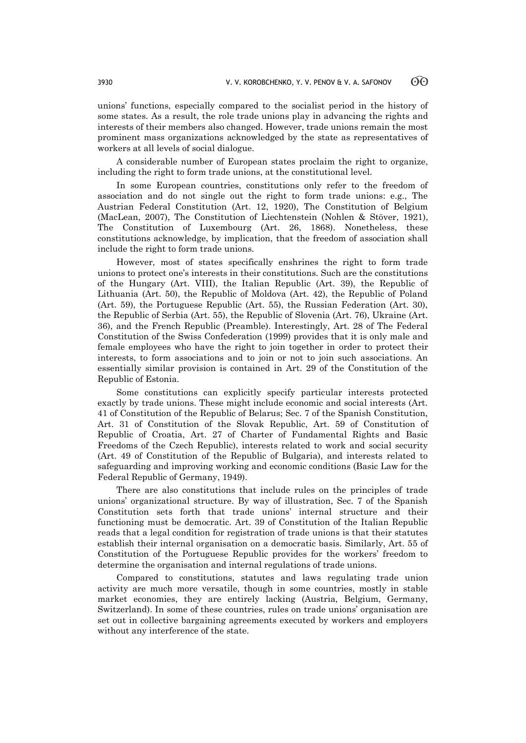unions' functions, especially compared to the socialist period in the history of some states. As a result, the role trade unions play in advancing the rights and interests of their members also changed. However, trade unions remain the most prominent mass organizations acknowledged by the state as representatives of workers at all levels of social dialogue.

A considerable number of European states proclaim the right to organize, including the right to form trade unions, at the constitutional level.

In some European countries, constitutions only refer to the freedom of association and do not single out the right to form trade unions: e.g., The Austrian Federal Constitution (Art. 12, 1920), The Constitution of Belgium (MacLean, 2007), The Constitution of Liechtenstein (Nohlen & Stöver, 1921), The Constitution of Luxembourg (Art. 26, 1868). Nonetheless, these constitutions acknowledge, by implication, that the freedom of association shall include the right to form trade unions.

However, most of states specifically enshrines the right to form trade unions to protect one's interests in their constitutions. Such are the constitutions of the Hungary (Art. VIII), the Italian Republic (Art. 39), the Republic of Lithuania (Art. 50), the Republic of Moldova (Art. 42), the Republic of Poland (Art. 59), the Portuguese Republic (Art. 55), the Russian Federation (Art. 30), the Republic of Serbia (Art. 55), the Republic of Slovenia (Art. 76), Ukraine (Art. 36), and the French Republic (Preamble). Interestingly, Art. 28 of The Federal Constitution of the Swiss Confederation (1999) provides that it is only male and female employees who have the right to join together in order to protect their interests, to form associations and to join or not to join such associations. An essentially similar provision is contained in Art. 29 of the Constitution of the Republic of Estonia.

Some constitutions can explicitly specify particular interests protected exactly by trade unions. These might include economic and social interests (Art. 41 of Constitution of the Republic of Belarus; Sec. 7 of the Spanish Constitution, Art. 31 of Constitution of the Slovak Republic, Art. 59 of Constitution of Republic of Croatia, Art. 27 of Charter of Fundamental Rights and Basic Freedoms of the Czech Republic), interests related to work and social security (Art. 49 of Constitution of the Republic of Bulgaria), and interests related to safeguarding and improving working and economic conditions (Basic Law for the Federal Republic of Germany, 1949).

There are also constitutions that include rules on the principles of trade unions' organizational structure. By way of illustration, Sec. 7 of the Spanish Constitution sets forth that trade unions' internal structure and their functioning must be democratic. Art. 39 of Constitution of the Italian Republic reads that a legal condition for registration of trade unions is that their statutes establish their internal organisation on a democratic basis. Similarly, Art. 55 of Constitution of the Portuguese Republic provides for the workers' freedom to determine the organisation and internal regulations of trade unions.

Compared to constitutions, statutes and laws regulating trade union activity are much more versatile, though in some countries, mostly in stable market economies, they are entirely lacking (Austria, Belgium, Germany, Switzerland). In some of these countries, rules on trade unions' organisation are set out in collective bargaining agreements executed by workers and employers without any interference of the state.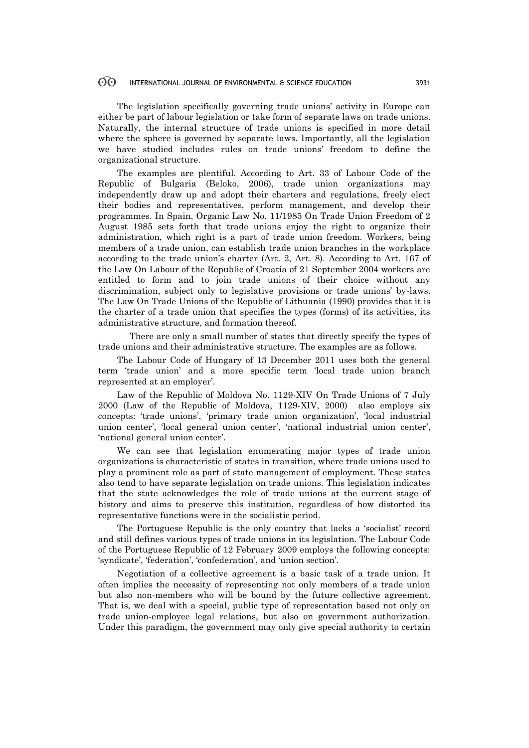The legislation specifically governing trade unions' activity in Europe can either be part of labour legislation or take form of separate laws on trade unions. Naturally, the internal structure of trade unions is specified in more detail where the sphere is governed by separate laws. Importantly, all the legislation we have studied includes rules on trade unions' freedom to define the organizational structure.

The examples are plentiful. According to Art. 33 of Labour Code of the Republic of Bulgaria (Beloko, 2006), trade union organizations may independently draw up and adopt their charters and regulations, freely elect their bodies and representatives, perform management, and develop their programmes. In Spain, Organic Law No. 11/1985 On Trade Union Freedom of 2 August 1985 sets forth that trade unions enjoy the right to organize their administration, which right is a part of trade union freedom. Workers, being members of a trade union, can establish trade union branches in the workplace according to the trade union's charter (Art. 2, Art. 8). According to Art. 167 of the Law On Labour of the Republic of Croatia of 21 September 2004 workers are entitled to form and to join trade unions of their choice without any discrimination, subject only to legislative provisions or trade unions' by-laws. The Law On Trade Unions of the Republic of Lithuania (1990) provides that it is the charter of a trade union that specifies the types (forms) of its activities, its administrative structure, and formation thereof.

There are only a small number of states that directly specify the types of trade unions and their administrative structure. The examples are as follows.

The Labour Code of Hungary of 13 December 2011 uses both the general term 'trade union' and a more specific term 'local trade union branch represented at an employer'.

Law of the Republic of Moldova No. 1129-XIV On Trade Unions of 7 July 2000 (Law of the Republic of Moldova, 1129-XIV, 2000) also employs six concepts: 'trade unions', 'primary trade union organization', 'local industrial union center', 'local general union center', 'national industrial union center', 'national general union center'.

We can see that legislation enumerating major types of trade union organizations is characteristic of states in transition, where trade unions used to play a prominent role as part of state management of employment. These states also tend to have separate legislation on trade unions. This legislation indicates that the state acknowledges the role of trade unions at the current stage of history and aims to preserve this institution, regardless of how distorted its representative functions were in the socialistic period.

The Portuguese Republic is the only country that lacks a 'socialist' record and still defines various types of trade unions in its legislation. The Labour Code of the Portuguese Republic of 12 February 2009 employs the following concepts: 'syndicate', 'federation', 'confederation', and 'union section'.

Negotiation of a collective agreement is a basic task of a trade union. It often implies the necessity of representing not only members of a trade union but also non-members who will be bound by the future collective agreement. That is, we deal with a special, public type of representation based not only on trade union-employee legal relations, but also on government authorization. Under this paradigm, the government may only give special authority to certain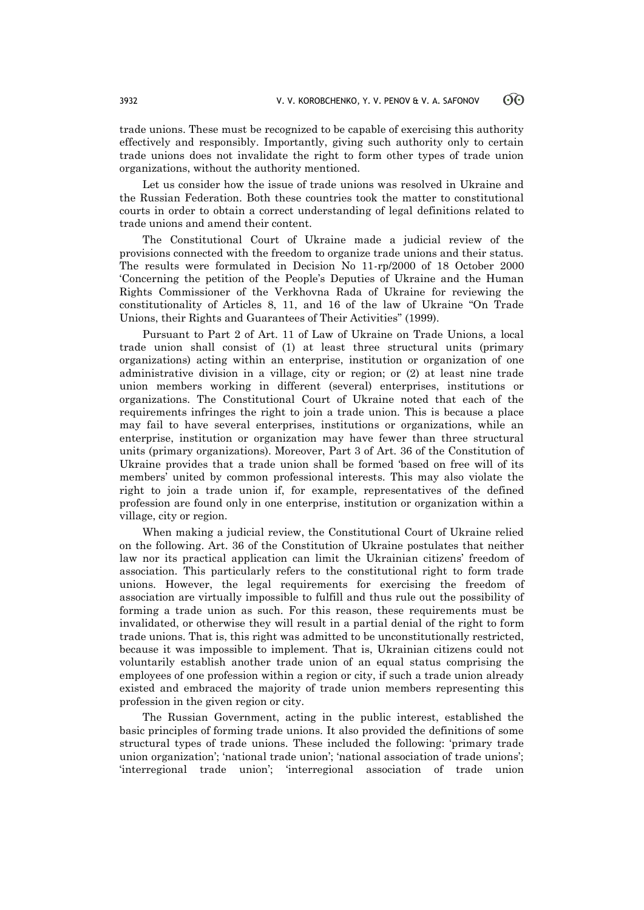trade unions. These must be recognized to be capable of exercising this authority effectively and responsibly. Importantly, giving such authority only to certain trade unions does not invalidate the right to form other types of trade union organizations, without the authority mentioned.

Let us consider how the issue of trade unions was resolved in Ukraine and the Russian Federation. Both these countries took the matter to constitutional courts in order to obtain a correct understanding of legal definitions related to trade unions and amend their content.

The Constitutional Court of Ukraine made a judicial review of the provisions connected with the freedom to organize trade unions and their status. The results were formulated in Decision No 11-rp/2000 of 18 October 2000 'Concerning the petition of the People's Deputies of Ukraine and the Human Rights Commissioner of the Verkhovna Rada of Ukraine for reviewing the constitutionality of Articles 8, 11, and 16 of the law of Ukraine "On Trade Unions, their Rights and Guarantees of Their Activities" (1999).

Pursuant to Part 2 of Art. 11 of Law of Ukraine on Trade Unions, a local trade union shall consist of (1) at least three structural units (primary organizations) acting within an enterprise, institution or organization of one administrative division in a village, city or region; or (2) at least nine trade union members working in different (several) enterprises, institutions or organizations. The Constitutional Court of Ukraine noted that each of the requirements infringes the right to join a trade union. This is because a place may fail to have several enterprises, institutions or organizations, while an enterprise, institution or organization may have fewer than three structural units (primary organizations). Moreover, Part 3 of Art. 36 of the Constitution of Ukraine provides that a trade union shall be formed 'based on free will of its members' united by common professional interests. This may also violate the right to join a trade union if, for example, representatives of the defined profession are found only in one enterprise, institution or organization within a village, city or region.

When making a judicial review, the Constitutional Court of Ukraine relied on the following. Art. 36 of the Constitution of Ukraine postulates that neither law nor its practical application can limit the Ukrainian citizens' freedom of association. This particularly refers to the constitutional right to form trade unions. However, the legal requirements for exercising the freedom of association are virtually impossible to fulfill and thus rule out the possibility of forming a trade union as such. For this reason, these requirements must be invalidated, or otherwise they will result in a partial denial of the right to form trade unions. That is, this right was admitted to be unconstitutionally restricted, because it was impossible to implement. That is, Ukrainian citizens could not voluntarily establish another trade union of an equal status comprising the employees of one profession within a region or city, if such a trade union already existed and embraced the majority of trade union members representing this profession in the given region or city.

The Russian Government, acting in the public interest, established the basic principles of forming trade unions. It also provided the definitions of some structural types of trade unions. These included the following: 'primary trade union organization'; 'national trade union'; 'national association of trade unions'; 'interregional trade union'; 'interregional association of trade union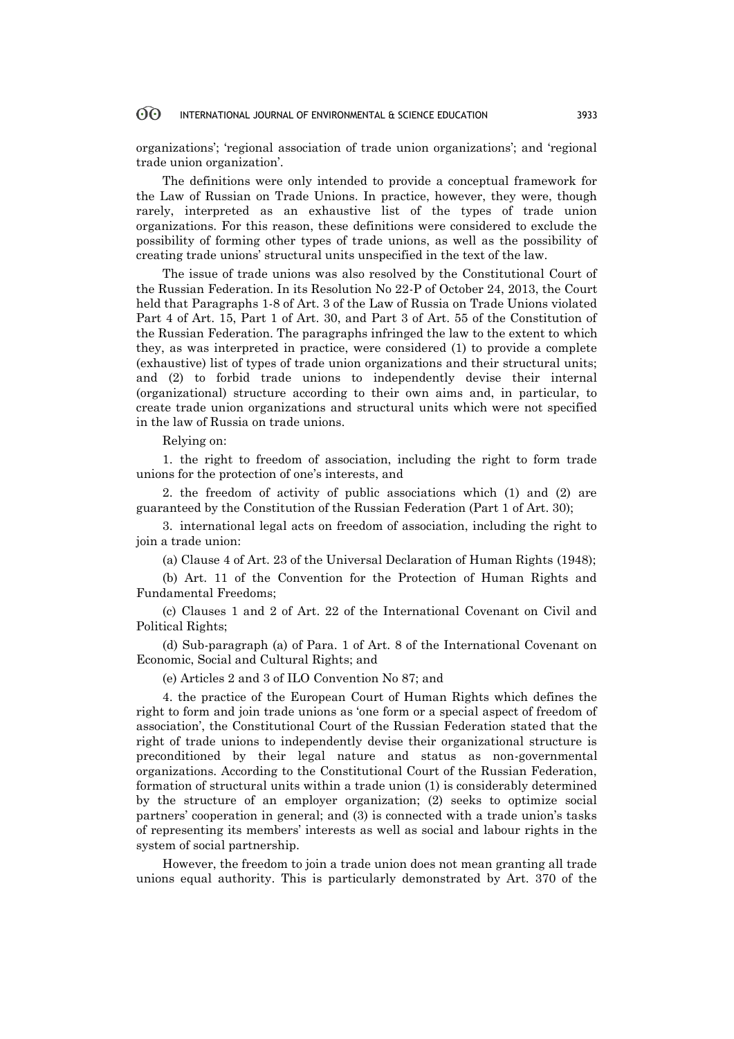organizations'; 'regional association of trade union organizations'; and 'regional trade union organization'.

The definitions were only intended to provide a conceptual framework for the Law of Russian on Trade Unions. In practice, however, they were, though rarely, interpreted as an exhaustive list of the types of trade union organizations. For this reason, these definitions were considered to exclude the possibility of forming other types of trade unions, as well as the possibility of creating trade unions' structural units unspecified in the text of the law.

The issue of trade unions was also resolved by the Constitutional Court of the Russian Federation. In its Resolution No 22-P of October 24, 2013, the Court held that Paragraphs 1-8 of Art. 3 of the Law of Russia on Trade Unions violated Part 4 of Art. 15, Part 1 of Art. 30, and Part 3 of Art. 55 of the Constitution of the Russian Federation. The paragraphs infringed the law to the extent to which they, as was interpreted in practice, were considered (1) to provide a complete (exhaustive) list of types of trade union organizations and their structural units; and (2) to forbid trade unions to independently devise their internal (organizational) structure according to their own aims and, in particular, to create trade union organizations and structural units which were not specified in the law of Russia on trade unions.

Relying on:

1. the right to freedom of association, including the right to form trade unions for the protection of one's interests, and

2. the freedom of activity of public associations which (1) and (2) are guaranteed by the Constitution of the Russian Federation (Part 1 of Art. 30);

3. international legal acts on freedom of association, including the right to join a trade union:

(a) Clause 4 of Art. 23 of the Universal Declaration of Human Rights (1948);

(b) Art. 11 of the Convention for the Protection of Human Rights and Fundamental Freedoms;

(c) Clauses 1 and 2 of Art. 22 of the International Covenant on Civil and Political Rights;

(d) Sub-paragraph (a) of Para. 1 of Art. 8 of the International Covenant on Economic, Social and Cultural Rights; and

(e) Articles 2 and 3 of ILO Convention No 87; and

4. the practice of the European Court of Human Rights which defines the right to form and join trade unions as 'one form or a special aspect of freedom of association', the Constitutional Court of the Russian Federation stated that the right of trade unions to independently devise their organizational structure is preconditioned by their legal nature and status as non-governmental organizations. According to the Constitutional Court of the Russian Federation, formation of structural units within a trade union (1) is considerably determined by the structure of an employer organization; (2) seeks to optimize social partners' cooperation in general; and (3) is connected with a trade union's tasks of representing its members' interests as well as social and labour rights in the system of social partnership.

However, the freedom to join a trade union does not mean granting all trade unions equal authority. This is particularly demonstrated by Art. 370 of the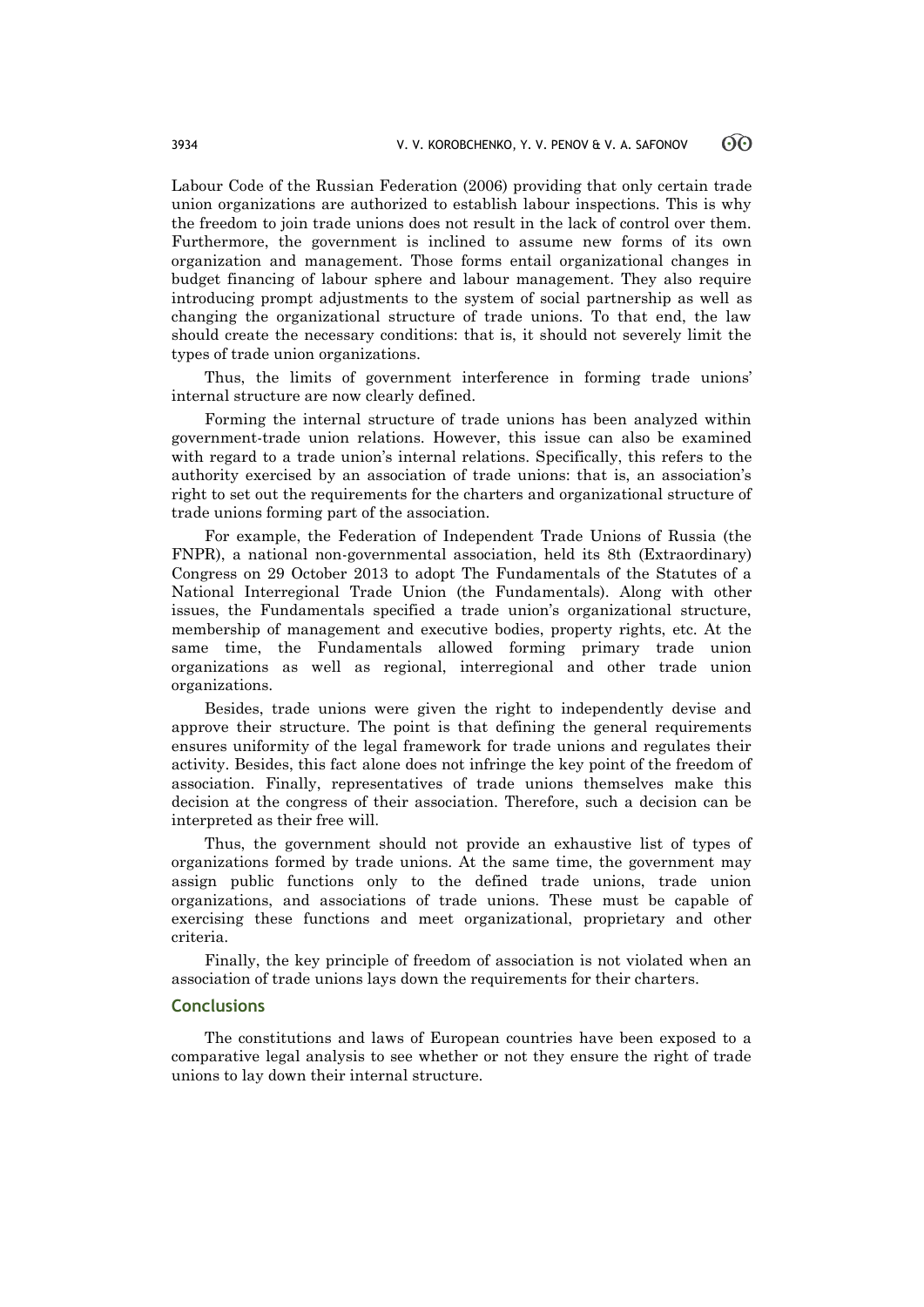Labour Code of the Russian Federation (2006) providing that only certain trade union organizations are authorized to establish labour inspections. This is why the freedom to join trade unions does not result in the lack of control over them. Furthermore, the government is inclined to assume new forms of its own organization and management. Those forms entail organizational changes in budget financing of labour sphere and labour management. They also require introducing prompt adjustments to the system of social partnership as well as changing the organizational structure of trade unions. To that end, the law should create the necessary conditions: that is, it should not severely limit the types of trade union organizations.

Thus, the limits of government interference in forming trade unions' internal structure are now clearly defined.

Forming the internal structure of trade unions has been analyzed within government-trade union relations. However, this issue can also be examined with regard to a trade union's internal relations. Specifically, this refers to the authority exercised by an association of trade unions: that is, an association's right to set out the requirements for the charters and organizational structure of trade unions forming part of the association.

For example, the Federation of Independent Trade Unions of Russia (the FNPR), a national non-governmental association, held its 8th (Extraordinary) Congress on 29 October 2013 to adopt The Fundamentals of the Statutes of a National Interregional Trade Union (the Fundamentals). Along with other issues, the Fundamentals specified a trade union's organizational structure, membership of management and executive bodies, property rights, etc. At the same time, the Fundamentals allowed forming primary trade union organizations as well as regional, interregional and other trade union organizations.

Besides, trade unions were given the right to independently devise and approve their structure. The point is that defining the general requirements ensures uniformity of the legal framework for trade unions and regulates their activity. Besides, this fact alone does not infringe the key point of the freedom of association. Finally, representatives of trade unions themselves make this decision at the congress of their association. Therefore, such a decision can be interpreted as their free will.

Thus, the government should not provide an exhaustive list of types of organizations formed by trade unions. At the same time, the government may assign public functions only to the defined trade unions, trade union organizations, and associations of trade unions. These must be capable of exercising these functions and meet organizational, proprietary and other criteria.

Finally, the key principle of freedom of association is not violated when an association of trade unions lays down the requirements for their charters.

## Conclusions

The constitutions and laws of European countries have been exposed to a comparative legal analysis to see whether or not they ensure the right of trade unions to lay down their internal structure.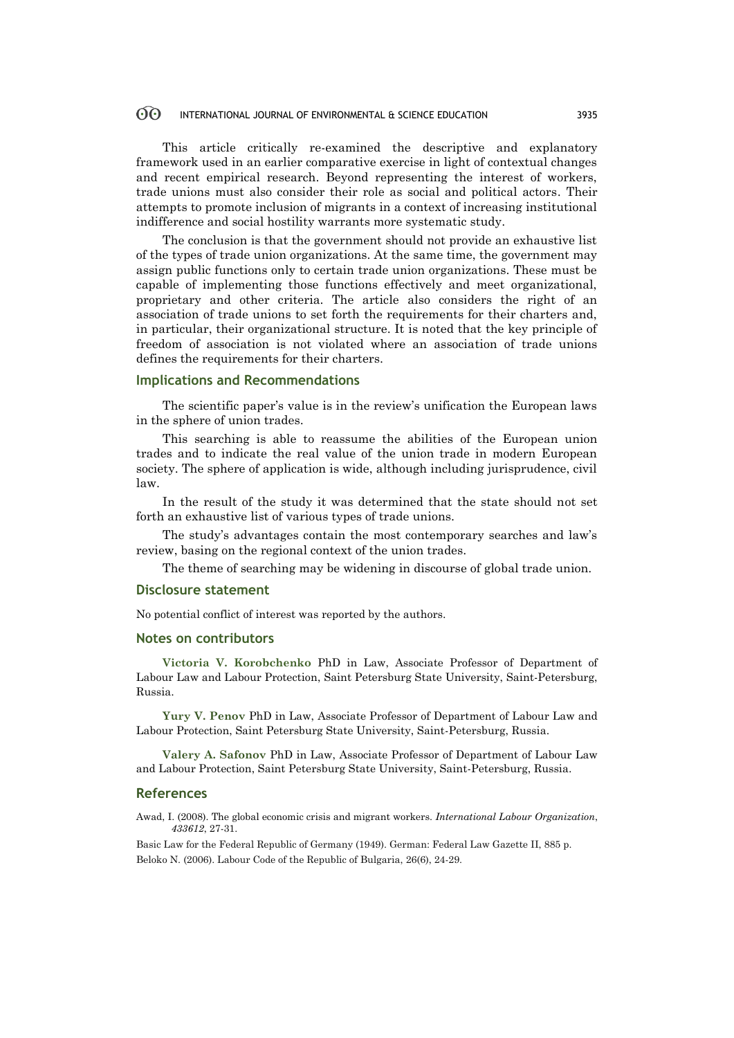This article critically re-examined the descriptive and explanatory framework used in an earlier comparative exercise in light of contextual changes and recent empirical research. Beyond representing the interest of workers, trade unions must also consider their role as social and political actors. Their attempts to promote inclusion of migrants in a context of increasing institutional indifference and social hostility warrants more systematic study.

The conclusion is that the government should not provide an exhaustive list of the types of trade union organizations. At the same time, the government may assign public functions only to certain trade union organizations. These must be capable of implementing those functions effectively and meet organizational, proprietary and other criteria. The article also considers the right of an association of trade unions to set forth the requirements for their charters and, in particular, their organizational structure. It is noted that the key principle of freedom of association is not violated where an association of trade unions defines the requirements for their charters.

## Implications and Recommendations

The scientific paper's value is in the review's unification the European laws in the sphere of union trades.

This searching is able to reassume the abilities of the European union trades and to indicate the real value of the union trade in modern European society. The sphere of application is wide, although including jurisprudence, civil law.

In the result of the study it was determined that the state should not set forth an exhaustive list of various types of trade unions.

The study's advantages contain the most contemporary searches and law's review, basing on the regional context of the union trades.

The theme of searching may be widening in discourse of global trade union.

## Disclosure statement

No potential conflict of interest was reported by the authors.

## Notes on contributors

**Victoria V. Korobchenko** PhD in Law, Associate Professor of Department of Labour Law and Labour Protection, Saint Petersburg State University, Saint-Petersburg, Russia.

**Yury V. Penov** PhD in Law, Associate Professor of Department of Labour Law and Labour Protection, Saint Petersburg State University, Saint-Petersburg, Russia.

**Valery A. Safonov** PhD in Law, Associate Professor of Department of Labour Law and Labour Protection, Saint Petersburg State University, Saint-Petersburg, Russia.

## References

Awad, I. (2008). The global economic crisis and migrant workers. *International Labour Organization*, *433612*, 27-31.

Basic Law for the Federal Republic of Germany (1949). German: Federal Law Gazette II, 885 p.

Beloko N. (2006). Labour Code of the Republic of Bulgaria, 26(6), 24-29.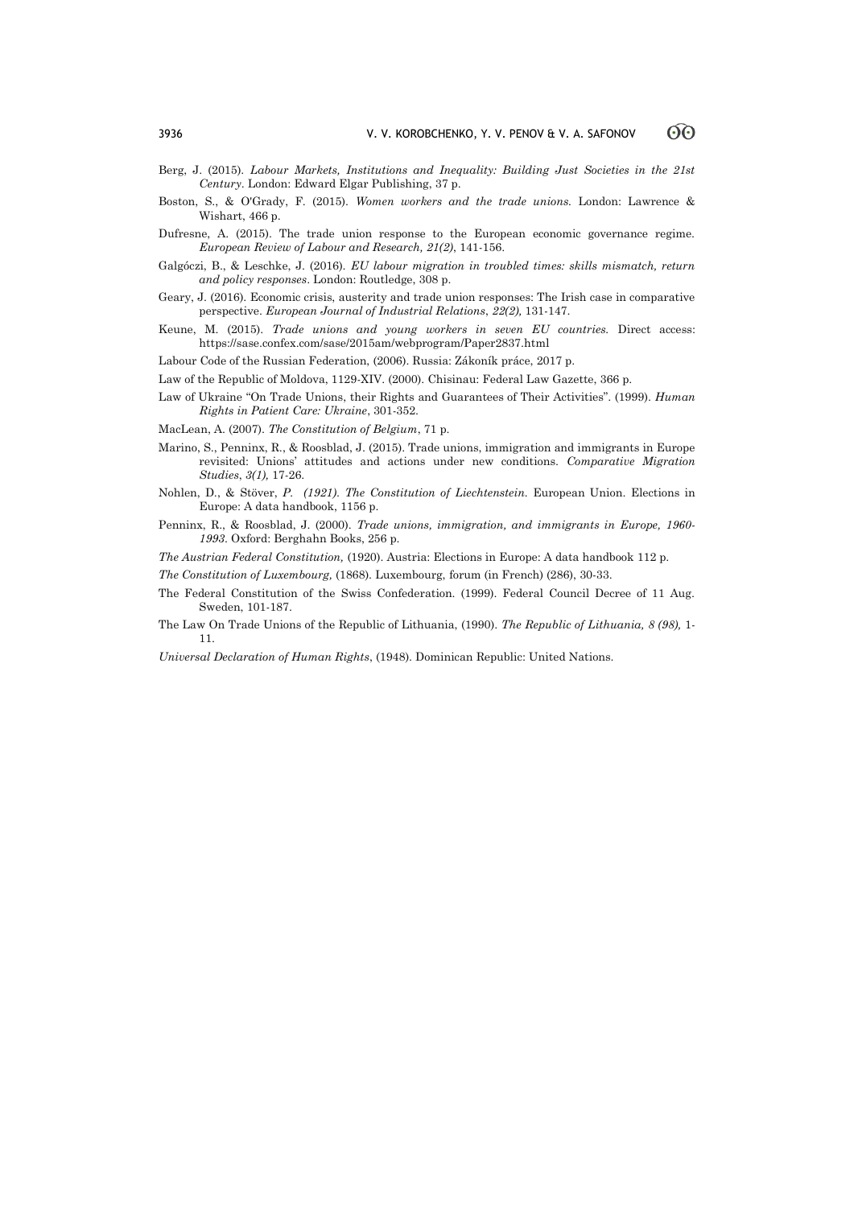Berg, J. (2015). *Labour Markets, Institutions and Inequality: Building Just Societies in the 21st Century*. London: Edward Elgar Publishing, 37 p.

Boston, S., & O'Grady, F. (2015). *Women workers and the trade unions.* London: Lawrence & Wishart, 466 p.

Dufresne, A. (2015). The trade union response to the European economic governance regime. *European Review of Labour and Research, 21(2)*, 141-156.

Galgóczi, B., & Leschke, J. (2016). *EU labour migration in troubled times: skills mismatch, return and policy responses*. London: Routledge, 308 p.

Geary, J. (2016). Economic crisis, austerity and trade union responses: The Irish case in comparative perspective. *European Journal of Industrial Relations*, *22(2),* 131-147.

Keune, M. (2015). *Trade unions and young workers in seven EU countries.* Direct access: https://sase.confex.com/sase/2015am/webprogram/Paper2837.html

Labour Code of the Russian Federation, (2006). Russia: Zákoník práce, 2017 p.

Law of the Republic of Moldova, 1129-XIV. (2000). Chisinau: Federal Law Gazette, 366 p.

Law of Ukraine "On Trade Unions, their Rights and Guarantees of Their Activities". (1999). *Human Rights in Patient Care: Ukraine*, 301-352.

MacLean, A. (2007). *The Constitution of Belgium*, 71 p.

Marino, S., Penninx, R., & Roosblad, J. (2015). Trade unions, immigration and immigrants in Europe revisited: Unions' attitudes and actions under new conditions. *Comparative Migration Studies*, *3(1),* 17-26.

Nohlen, D., & Stöver, *P. (1921). The Constitution of Liechtenstein.* European Union. Elections in Europe: A data handbook, 1156 p.

Penninx, R., & Roosblad, J. (2000). *Trade unions, immigration, and immigrants in Europe, 1960-1993.* Oxford: Berghahn Books, 256 p.

*The Austrian Federal Constitution,* (1920). Austria: Elections in Europe: A data handbook 112 p.

*The Constitution of Luxembourg,* (1868). Luxembourg, forum (in French) (286), 30-33.

The Federal Constitution of the Swiss Confederation. (1999). Federal Council Decree of 11 Aug. Sweden, 101-187.

The Law On Trade Unions of the Republic of Lithuania, (1990). *The Republic of Lithuania, 8 (98),* 1-11.

*Universal Declaration of Human Rights*, (1948). Dominican Republic: United Nations.